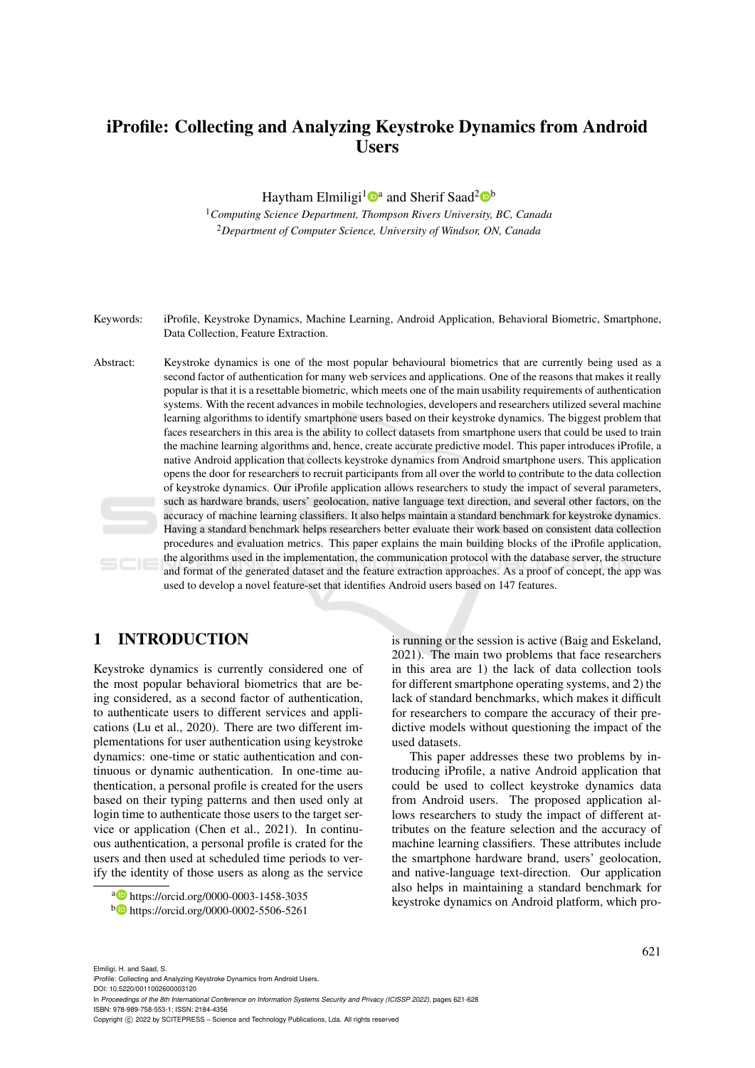# iProfile: Collecting and Analyzing Keystroke Dynamics from Android Users

Haytham Elmiligi[1][a] and Sherif Saad[2][b]

[1]*Computing Science Department, Thompson Rivers University, BC, Canada*
[2]*Department of Computer Science, University of Windsor, ON, Canada*

Keywords: iProfile, Keystroke Dynamics, Machine Learning, Android Application, Behavioral Biometric, Smartphone, Data Collection, Feature Extraction.

Abstract: Keystroke dynamics is one of the most popular behavioural biometrics that are currently being used as a second factor of authentication for many web services and applications. One of the reasons that makes it really popular is that it is a resettable biometric, which meets one of the main usability requirements of authentication systems. With the recent advances in mobile technologies, developers and researchers utilized several machine learning algorithms to identify smartphone users based on their keystroke dynamics. The biggest problem that faces researchers in this area is the ability to collect datasets from smartphone users that could be used to train the machine learning algorithms and, hence, create accurate predictive model. This paper introduces iProfile, a native Android application that collects keystroke dynamics from Android smartphone users. This application opens the door for researchers to recruit participants from all over the world to contribute to the data collection of keystroke dynamics. Our iProfile application allows researchers to study the impact of several parameters, such as hardware brands, users' geolocation, native language text direction, and several other factors, on the accuracy of machine learning classifiers. It also helps maintain a standard benchmark for keystroke dynamics. Having a standard benchmark helps researchers better evaluate their work based on consistent data collection procedures and evaluation metrics. This paper explains the main building blocks of the iProfile application, the algorithms used in the implementation, the communication protocol with the database server, the structure and format of the generated dataset and the feature extraction approaches. As a proof of concept, the app was used to develop a novel feature-set that identifies Android users based on 147 features.

## 1 INTRODUCTION

Keystroke dynamics is currently considered one of the most popular behavioral biometrics that are being considered, as a second factor of authentication, to authenticate users to different services and applications (Lu et al., 2020). There are two different implementations for user authentication using keystroke dynamics: one-time or static authentication and continuous or dynamic authentication. In one-time authentication, a personal profile is created for the users based on their typing patterns and then used only at login time to authenticate those users to the target service or application (Chen et al., 2021). In continuous authentication, a personal profile is crated for the users and then used at scheduled time periods to verify the identity of those users as along as the service is running or the session is active (Baig and Eskeland, 2021). The main two problems that face researchers in this area are 1) the lack of data collection tools for different smartphone operating systems, and 2) the lack of standard benchmarks, which makes it difficult for researchers to compare the accuracy of their predictive models without questioning the impact of the used datasets.

This paper addresses these two problems by introducing iProfile, a native Android application that could be used to collect keystroke dynamics data from Android users. The proposed application allows researchers to study the impact of different attributes on the feature selection and the accuracy of machine learning classifiers. These attributes include the smartphone hardware brand, users' geolocation, and native-language text-direction. Our application also helps in maintaining a standard benchmark for keystroke dynamics on Android platform, which pro-

[a] https://orcid.org/0000-0003-1458-3035
[b] https://orcid.org/0000-0002-5506-5261

Elmiligi, H. and Saad, S.
iProfile: Collecting and Analyzing Keystroke Dynamics from Android Users.
DOI: 10.5220/0011002600003120
In *Proceedings of the 8th International Conference on Information Systems Security and Privacy (ICISSP 2022)*, pages 621-628
ISBN: 978-989-758-553-1; ISSN: 2184-4356
Copyright © 2022 by SCITEPRESS – Science and Technology Publications, Lda. All rights reserved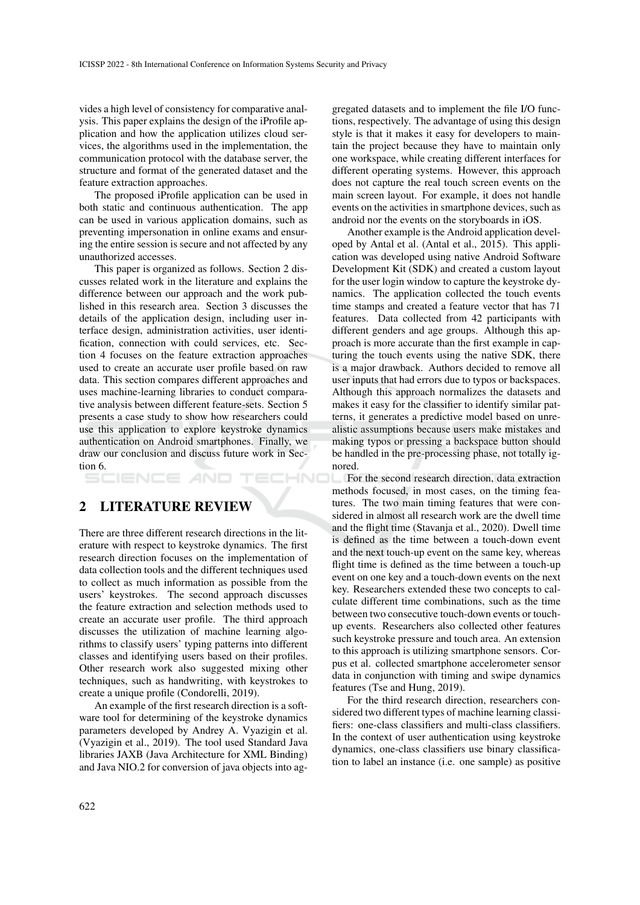vides a high level of consistency for comparative analysis. This paper explains the design of the iProfile application and how the application utilizes cloud services, the algorithms used in the implementation, the communication protocol with the database server, the structure and format of the generated dataset and the feature extraction approaches.

The proposed iProfile application can be used in both static and continuous authentication. The app can be used in various application domains, such as preventing impersonation in online exams and ensuring the entire session is secure and not affected by any unauthorized accesses.

This paper is organized as follows. Section 2 discusses related work in the literature and explains the difference between our approach and the work published in this research area. Section 3 discusses the details of the application design, including user interface design, administration activities, user identification, connection with could services, etc. Section 4 focuses on the feature extraction approaches used to create an accurate user profile based on raw data. This section compares different approaches and uses machine-learning libraries to conduct comparative analysis between different feature-sets. Section 5 presents a case study to show how researchers could use this application to explore keystroke dynamics authentication on Android smartphones. Finally, we draw our conclusion and discuss future work in Section 6.

## 2 LITERATURE REVIEW

There are three different research directions in the literature with respect to keystroke dynamics. The first research direction focuses on the implementation of data collection tools and the different techniques used to collect as much information as possible from the users' keystrokes. The second approach discusses the feature extraction and selection methods used to create an accurate user profile. The third approach discusses the utilization of machine learning algorithms to classify users' typing patterns into different classes and identifying users based on their profiles. Other research work also suggested mixing other techniques, such as handwriting, with keystrokes to create a unique profile (Condorelli, 2019).

An example of the first research direction is a software tool for determining of the keystroke dynamics parameters developed by Andrey A. Vyazigin et al. (Vyazigin et al., 2019). The tool used Standard Java libraries JAXB (Java Architecture for XML Binding) and Java NIO.2 for conversion of java objects into aggregated datasets and to implement the file I/O functions, respectively. The advantage of using this design style is that it makes it easy for developers to maintain the project because they have to maintain only one workspace, while creating different interfaces for different operating systems. However, this approach does not capture the real touch screen events on the main screen layout. For example, it does not handle events on the activities in smartphone devices, such as android nor the events on the storyboards in iOS.

Another example is the Android application developed by Antal et al. (Antal et al., 2015). This application was developed using native Android Software Development Kit (SDK) and created a custom layout for the user login window to capture the keystroke dynamics. The application collected the touch events time stamps and created a feature vector that has 71 features. Data collected from 42 participants with different genders and age groups. Although this approach is more accurate than the first example in capturing the touch events using the native SDK, there is a major drawback. Authors decided to remove all user inputs that had errors due to typos or backspaces. Although this approach normalizes the datasets and makes it easy for the classifier to identify similar patterns, it generates a predictive model based on unrealistic assumptions because users make mistakes and making typos or pressing a backspace button should be handled in the pre-processing phase, not totally ignored.

For the second research direction, data extraction methods focused, in most cases, on the timing features. The two main timing features that were considered in almost all research work are the dwell time and the flight time (Stavanja et al., 2020). Dwell time is defined as the time between a touch-down event and the next touch-up event on the same key, whereas flight time is defined as the time between a touch-up event on one key and a touch-down events on the next key. Researchers extended these two concepts to calculate different time combinations, such as the time between two consecutive touch-down events or touch-up events. Researchers also collected other features such keystroke pressure and touch area. An extension to this approach is utilizing smartphone sensors. Corpus et al. collected smartphone accelerometer sensor data in conjunction with timing and swipe dynamics features (Tse and Hung, 2019).

For the third research direction, researchers considered two different types of machine learning classifiers: one-class classifiers and multi-class classifiers. In the context of user authentication using keystroke dynamics, one-class classifiers use binary classification to label an instance (i.e. one sample) as positive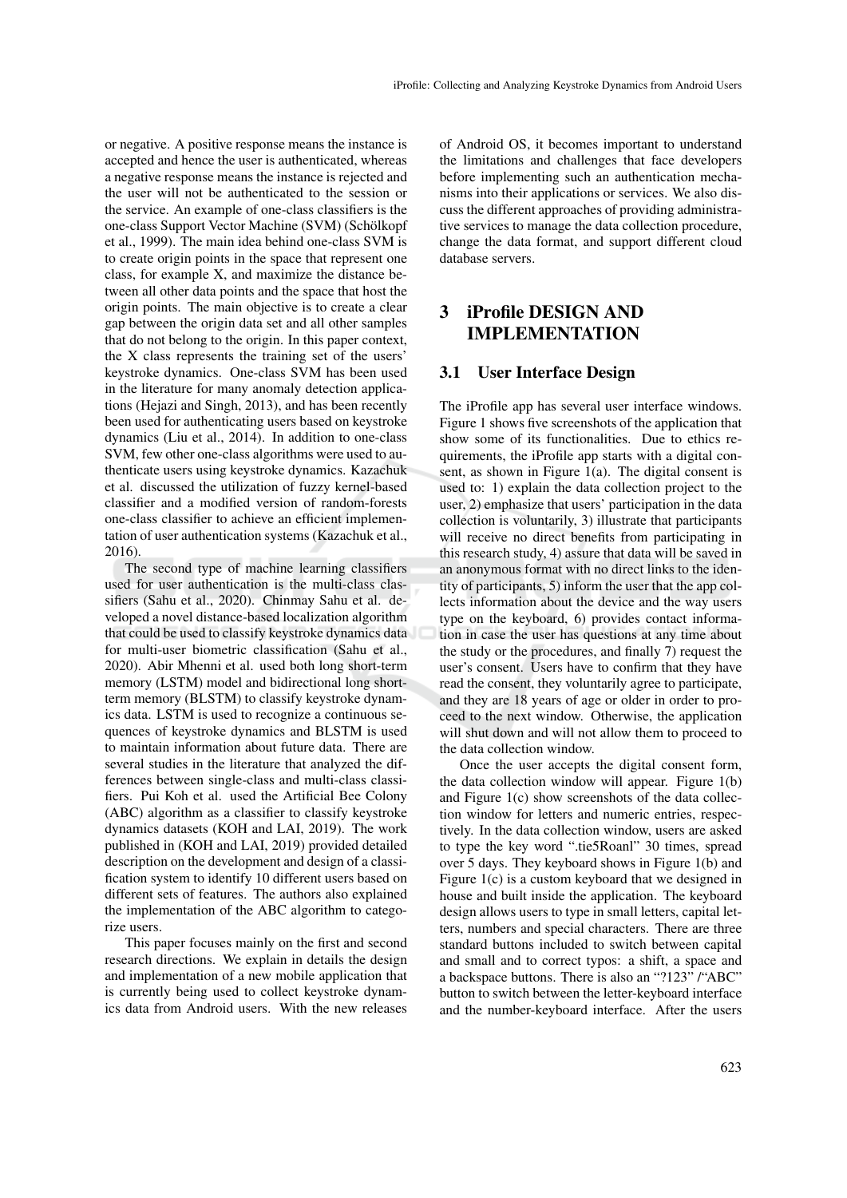or negative. A positive response means the instance is accepted and hence the user is authenticated, whereas a negative response means the instance is rejected and the user will not be authenticated to the session or the service. An example of one-class classifiers is the one-class Support Vector Machine (SVM) (Schölkopf et al., 1999). The main idea behind one-class SVM is to create origin points in the space that represent one class, for example X, and maximize the distance between all other data points and the space that host the origin points. The main objective is to create a clear gap between the origin data set and all other samples that do not belong to the origin. In this paper context, the X class represents the training set of the users' keystroke dynamics. One-class SVM has been used in the literature for many anomaly detection applications (Hejazi and Singh, 2013), and has been recently been used for authenticating users based on keystroke dynamics (Liu et al., 2014). In addition to one-class SVM, few other one-class algorithms were used to authenticate users using keystroke dynamics. Kazachuk et al. discussed the utilization of fuzzy kernel-based classifier and a modified version of random-forests one-class classifier to achieve an efficient implementation of user authentication systems (Kazachuk et al., 2016).

The second type of machine learning classifiers used for user authentication is the multi-class classifiers (Sahu et al., 2020). Chinmay Sahu et al. developed a novel distance-based localization algorithm that could be used to classify keystroke dynamics data for multi-user biometric classification (Sahu et al., 2020). Abir Mhenni et al. used both long short-term memory (LSTM) model and bidirectional long short-term memory (BLSTM) to classify keystroke dynamics data. LSTM is used to recognize a continuous sequences of keystroke dynamics and BLSTM is used to maintain information about future data. There are several studies in the literature that analyzed the differences between single-class and multi-class classifiers. Pui Koh et al. used the Artificial Bee Colony (ABC) algorithm as a classifier to classify keystroke dynamics datasets (KOH and LAI, 2019). The work published in (KOH and LAI, 2019) provided detailed description on the development and design of a classification system to identify 10 different users based on different sets of features. The authors also explained the implementation of the ABC algorithm to categorize users.

This paper focuses mainly on the first and second research directions. We explain in details the design and implementation of a new mobile application that is currently being used to collect keystroke dynamics data from Android users. With the new releases of Android OS, it becomes important to understand the limitations and challenges that face developers before implementing such an authentication mechanisms into their applications or services. We also discuss the different approaches of providing administrative services to manage the data collection procedure, change the data format, and support different cloud database servers.

# 3 iProfile DESIGN AND IMPLEMENTATION

## 3.1 User Interface Design

The iProfile app has several user interface windows. Figure 1 shows five screenshots of the application that show some of its functionalities. Due to ethics requirements, the iProfile app starts with a digital consent, as shown in Figure 1(a). The digital consent is used to: 1) explain the data collection project to the user, 2) emphasize that users' participation in the data collection is voluntarily, 3) illustrate that participants will receive no direct benefits from participating in this research study, 4) assure that data will be saved in an anonymous format with no direct links to the identity of participants, 5) inform the user that the app collects information about the device and the way users type on the keyboard, 6) provides contact information in case the user has questions at any time about the study or the procedures, and finally 7) request the user's consent. Users have to confirm that they have read the consent, they voluntarily agree to participate, and they are 18 years of age or older in order to proceed to the next window. Otherwise, the application will shut down and will not allow them to proceed to the data collection window.

Once the user accepts the digital consent form, the data collection window will appear. Figure 1(b) and Figure 1(c) show screenshots of the data collection window for letters and numeric entries, respectively. In the data collection window, users are asked to type the key word ".tie5Roanl" 30 times, spread over 5 days. They keyboard shows in Figure 1(b) and Figure 1(c) is a custom keyboard that we designed in house and built inside the application. The keyboard design allows users to type in small letters, capital letters, numbers and special characters. There are three standard buttons included to switch between capital and small and to correct typos: a shift, a space and a backspace buttons. There is also an "?123" /"ABC" button to switch between the letter-keyboard interface and the number-keyboard interface. After the users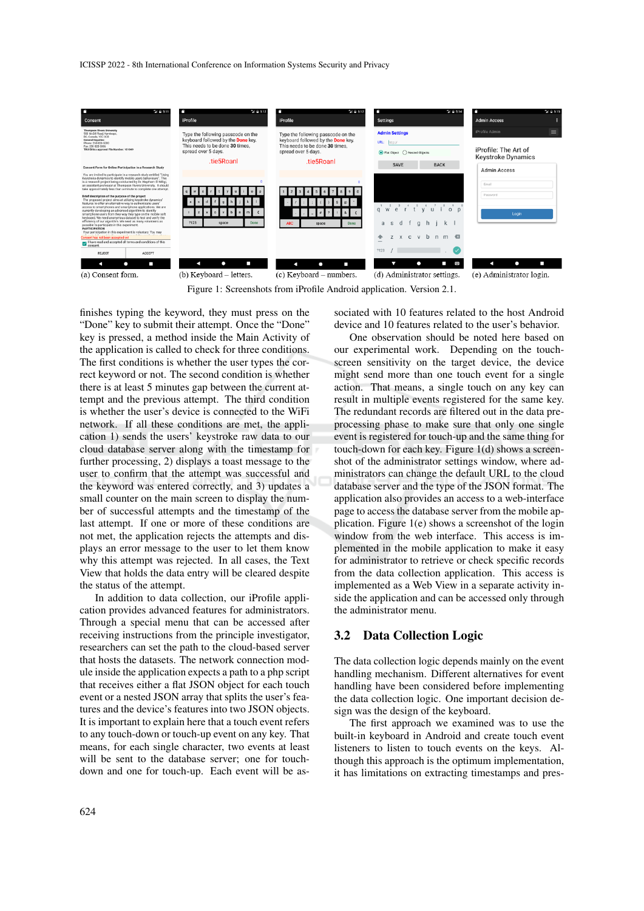(a) Consent form. (b) Keyboard – letters. (c) Keyboard – numbers. (d) Administrator settings. (e) Administrator login.

Figure 1: Screenshots from iProfile Android application. Version 2.1.

finishes typing the keyword, they must press on the "Done" key to submit their attempt. Once the "Done" key is pressed, a method inside the Main Activity of the application is called to check for three conditions. The first conditions is whether the user types the correct keyword or not. The second condition is whether there is at least 5 minutes gap between the current attempt and the previous attempt. The third condition is whether the user's device is connected to the WiFi network. If all these conditions are met, the application 1) sends the users' keystroke raw data to our cloud database server along with the timestamp for further processing, 2) displays a toast message to the user to confirm that the attempt was successful and the keyword was entered correctly, and 3) updates a small counter on the main screen to display the number of successful attempts and the timestamp of the last attempt. If one or more of these conditions are not met, the application rejects the attempts and displays an error message to the user to let them know why this attempt was rejected. In all cases, the Text View that holds the data entry will be cleared despite the status of the attempt.

In addition to data collection, our iProfile application provides advanced features for administrators. Through a special menu that can be accessed after receiving instructions from the principle investigator, researchers can set the path to the cloud-based server that hosts the datasets. The network connection module inside the application expects a path to a php script that receives either a flat JSON object for each touch event or a nested JSON array that splits the user's features and the device's features into two JSON objects. It is important to explain here that a touch event refers to any touch-down or touch-up event on any key. That means, for each single character, two events at least will be sent to the database server; one for touch-down and one for touch-up. Each event will be associated with 10 features related to the host Android device and 10 features related to the user's behavior.

One observation should be noted here based on our experimental work. Depending on the touch-screen sensitivity on the target device, the device might send more than one touch event for a single action. That means, a single touch on any key can result in multiple events registered for the same key. The redundant records are filtered out in the data pre-processing phase to make sure that only one single event is registered for touch-up and the same thing for touch-down for each key. Figure 1(d) shows a screenshot of the administrator settings window, where administrators can change the default URL to the cloud database server and the type of the JSON format. The application also provides an access to a web-interface page to access the database server from the mobile application. Figure 1(e) shows a screenshot of the login window from the web interface. This access is implemented in the mobile application to make it easy for administrator to retrieve or check specific records from the data collection application. This access is implemented as a Web View in a separate activity inside the application and can be accessed only through the administrator menu.

### 3.2 Data Collection Logic

The data collection logic depends mainly on the event handling mechanism. Different alternatives for event handling have been considered before implementing the data collection logic. One important decision design was the design of the keyboard.

The first approach we examined was to use the built-in keyboard in Android and create touch event listeners to listen to touch events on the keys. Although this approach is the optimum implementation, it has limitations on extracting timestamps and pres-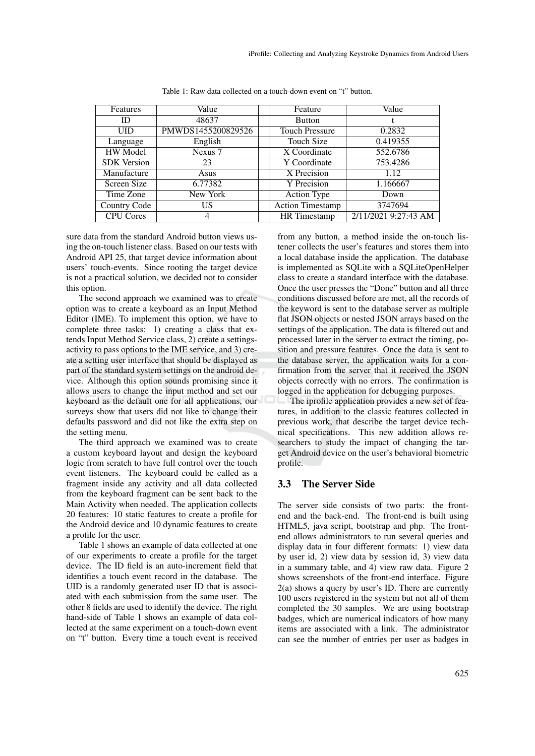Table 1: Raw data collected on a touch-down event on “t” button.

| Features | Value | | Feature | Value |
|---|---|---|---|---|
| ID | 48637 | | Button | t |
| UID | PMWDS1455200829526 | | Touch Pressure | 0.2832 |
| Language | English | | Touch Size | 0.419355 |
| HW Model | Nexus 7 | | X Coordinate | 552.6786 |
| SDK Version | 23 | | Y Coordinate | 753.4286 |
| Manufacture | Asus | | X Precision | 1.12 |
| Screen Size | 6.77382 | | Y Precision | 1.166667 |
| Time Zone | New York | | Action Type | Down |
| Country Code | US | | Action Timestamp | 3747694 |
| CPU Cores | 4 | | HR Timestamp | 2/11/2021 9:27:43 AM |

sure data from the standard Android button views using the on-touch listener class. Based on our tests with Android API 25, that target device information about users' touch-events. Since rooting the target device is not a practical solution, we decided not to consider this option.

The second approach we examined was to create option was to create a keyboard as an Input Method Editor (IME). To implement this option, we have to complete three tasks: 1) creating a class that extends Input Method Service class, 2) create a settings-activity to pass options to the IME service, and 3) create a setting user interface that should be displayed as part of the standard system settings on the android device. Although this option sounds promising since it allows users to change the input method and set our keyboard as the default one for all applications, our surveys show that users did not like to change their defaults password and did not like the extra step on the setting menu.

The third approach we examined was to create a custom keyboard layout and design the keyboard logic from scratch to have full control over the touch event listeners. The keyboard could be called as a fragment inside any activity and all data collected from the keyboard fragment can be sent back to the Main Activity when needed. The application collects 20 features: 10 static features to create a profile for the Android device and 10 dynamic features to create a profile for the user.

Table 1 shows an example of data collected at one of our experiments to create a profile for the target device. The ID field is an auto-increment field that identifies a touch event record in the database. The UID is a randomly generated user ID that is associated with each submission from the same user. The other 8 fields are used to identify the device. The right hand-side of Table 1 shows an example of data collected at the same experiment on a touch-down event on “t” button. Every time a touch event is received from any button, a method inside the on-touch listener collects the user's features and stores them into a local database inside the application. The database is implemented as SQLite with a SQLiteOpenHelper class to create a standard interface with the database. Once the user presses the “Done” button and all three conditions discussed before are met, all the records of the keyword is sent to the database server as multiple flat JSON objects or nested JSON arrays based on the settings of the application. The data is filtered out and processed later in the server to extract the timing, position and pressure features. Once the data is sent to the database server, the application waits for a confirmation from the server that it received the JSON objects correctly with no errors. The confirmation is logged in the application for debugging purposes.

The iprofile application provides a new set of features, in addition to the classic features collected in previous work, that describe the target device technical specifications. This new addition allows researchers to study the impact of changing the target Android device on the user's behavioral biometric profile.

### 3.3 The Server Side

The server side consists of two parts: the front-end and the back-end. The front-end is built using HTML5, java script, bootstrap and php. The front-end allows administrators to run several queries and display data in four different formats: 1) view data by user id, 2) view data by session id, 3) view data in a summary table, and 4) view raw data. Figure 2 shows screenshots of the front-end interface. Figure 2(a) shows a query by user's ID. There are currently 100 users registered in the system but not all of them completed the 30 samples. We are using bootstrap badges, which are numerical indicators of how many items are associated with a link. The administrator can see the number of entries per user as badges in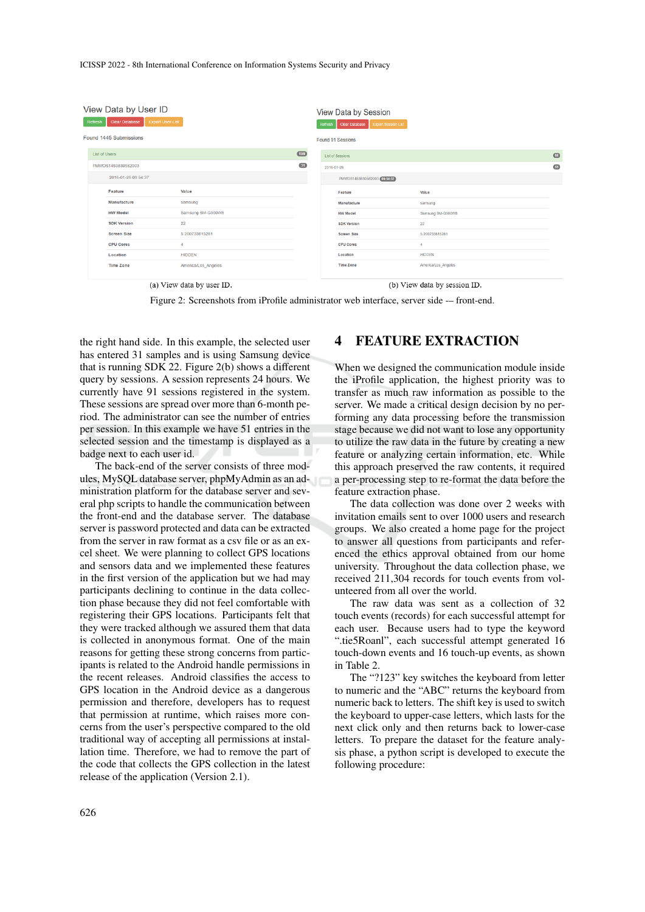(a) View data by user ID.

(b) View data by session ID.

Figure 2: Screenshots from iProfile administrator web interface, server side — front-end.

the right hand side. In this example, the selected user has entered 31 samples and is using Samsung device that is running SDK 22. Figure 2(b) shows a different query by sessions. A session represents 24 hours. We currently have 91 sessions registered in the system. These sessions are spread over more than 6-month period. The administrator can see the number of entries per session. In this example we have 51 entries in the selected session and the timestamp is displayed as a badge next to each user id.

The back-end of the server consists of three modules, MySQL database server, phpMyAdmin as an administration platform for the database server and several php scripts to handle the communication between the front-end and the database server. The database server is password protected and data can be extracted from the server in raw format as a csv file or as an excel sheet. We were planning to collect GPS locations and sensors data and we implemented these features in the first version of the application but we had may participants declining to continue in the data collection phase because they did not feel comfortable with registering their GPS locations. Participants felt that they were tracked although we assured them that data is collected in anonymous format. One of the main reasons for getting these strong concerns from participants is related to the Android handle permissions in the recent releases. Android classifies the access to GPS location in the Android device as a dangerous permission and therefore, developers has to request that permission at runtime, which raises more concerns from the user's perspective compared to the old traditional way of accepting all permissions at installation time. Therefore, we had to remove the part of the code that collects the GPS collection in the latest release of the application (Version 2.1).

# 4 FEATURE EXTRACTION

When we designed the communication module inside the iProfile application, the highest priority was to transfer as much raw information as possible to the server. We made a critical design decision by no performing any data processing before the transmission stage because we did not want to lose any opportunity to utilize the raw data in the future by creating a new feature or analyzing certain information, etc. While this approach preserved the raw contents, it required a per-processing step to re-format the data before the feature extraction phase.

The data collection was done over 2 weeks with invitation emails sent to over 1000 users and research groups. We also created a home page for the project to answer all questions from participants and referenced the ethics approval obtained from our home university. Throughout the data collection phase, we received 211,304 records for touch events from volunteered from all over the world.

The raw data was sent as a collection of 32 touch events (records) for each successful attempt for each user. Because users had to type the keyword ".tie5Roanl", each successful attempt generated 16 touch-down events and 16 touch-up events, as shown in Table 2.

The "?123" key switches the keyboard from letter to numeric and the "ABC" returns the keyboard from numeric back to letters. The shift key is used to switch the keyboard to upper-case letters, which lasts for the next click only and then returns back to lower-case letters. To prepare the dataset for the feature analysis phase, a python script is developed to execute the following procedure: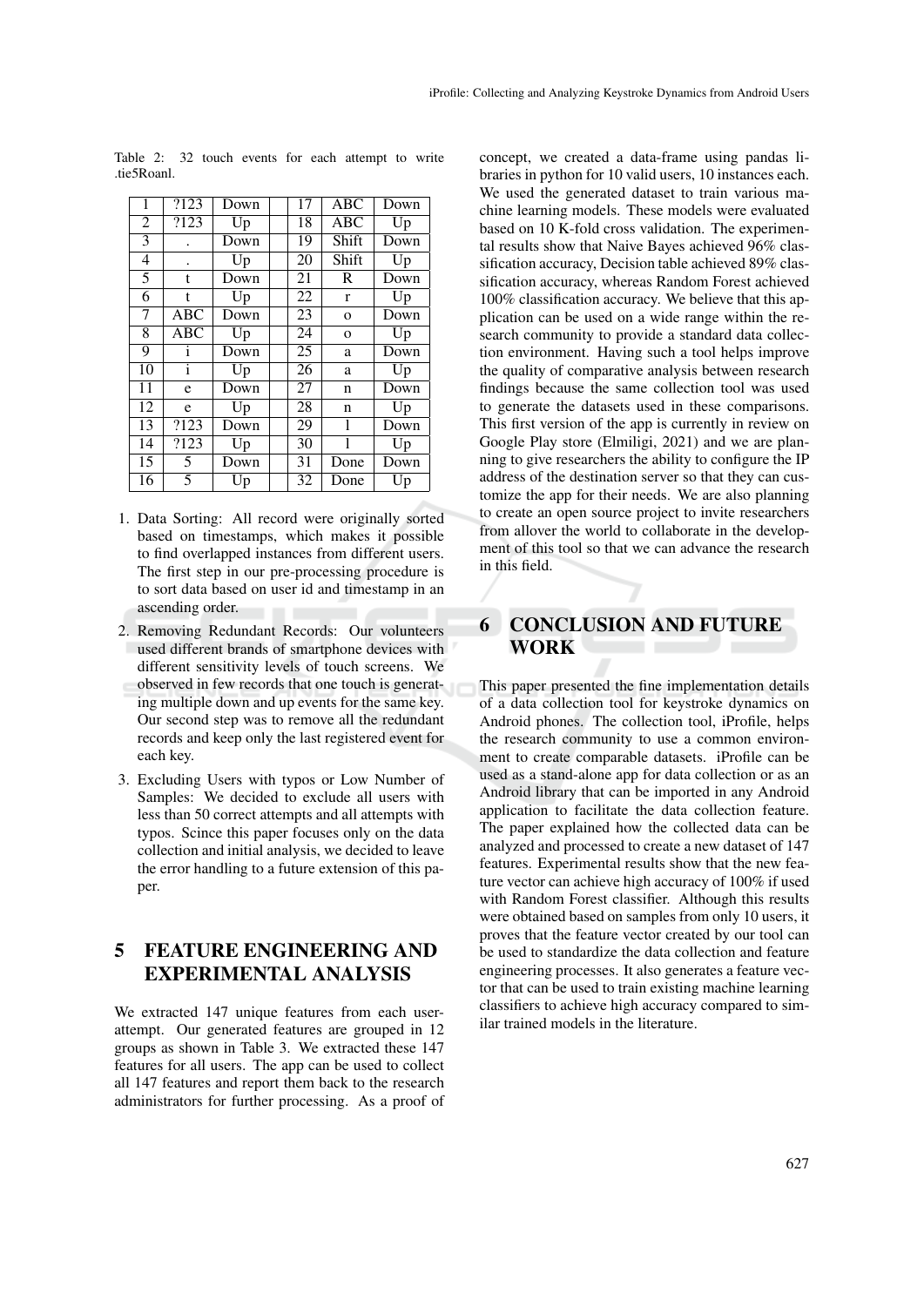Table 2: 32 touch events for each attempt to write .tie5Roanl.

| 1 | ?123 | Down | | 17 | ABC | Down |
|---|---|---|---|---|---|---|
| 2 | ?123 | Up | | 18 | ABC | Up |
| 3 | . | Down | | 19 | Shift | Down |
| 4 | . | Up | | 20 | Shift | Up |
| 5 | t | Down | | 21 | R | Down |
| 6 | t | Up | | 22 | r | Up |
| 7 | ABC | Down | | 23 | o | Down |
| 8 | ABC | Up | | 24 | o | Up |
| 9 | i | Down | | 25 | a | Down |
| 10 | i | Up | | 26 | a | Up |
| 11 | e | Down | | 27 | n | Down |
| 12 | e | Up | | 28 | n | Up |
| 13 | ?123 | Down | | 29 | l | Down |
| 14 | ?123 | Up | | 30 | l | Up |
| 15 | 5 | Down | | 31 | Done | Down |
| 16 | 5 | Up | | 32 | Done | Up |

1. Data Sorting: All record were originally sorted based on timestamps, which makes it possible to find overlapped instances from different users. The first step in our pre-processing procedure is to sort data based on user id and timestamp in an ascending order.
2. Removing Redundant Records: Our volunteers used different brands of smartphone devices with different sensitivity levels of touch screens. We observed in few records that one touch is generating multiple down and up events for the same key. Our second step was to remove all the redundant records and keep only the last registered event for each key.
3. Excluding Users with typos or Low Number of Samples: We decided to exclude all users with less than 50 correct attempts and all attempts with typos. Scince this paper focuses only on the data collection and initial analysis, we decided to leave the error handling to a future extension of this paper.

## 5 FEATURE ENGINEERING AND EXPERIMENTAL ANALYSIS

We extracted 147 unique features from each user-attempt. Our generated features are grouped in 12 groups as shown in Table 3. We extracted these 147 features for all users. The app can be used to collect all 147 features and report them back to the research administrators for further processing. As a proof of concept, we created a data-frame using pandas libraries in python for 10 valid users, 10 instances each. We used the generated dataset to train various machine learning models. These models were evaluated based on 10 K-fold cross validation. The experimental results show that Naive Bayes achieved 96% classification accuracy, Decision table achieved 89% classification accuracy, whereas Random Forest achieved 100% classification accuracy. We believe that this application can be used on a wide range within the research community to provide a standard data collection environment. Having such a tool helps improve the quality of comparative analysis between research findings because the same collection tool was used to generate the datasets used in these comparisons. This first version of the app is currently in review on Google Play store (Elmiligi, 2021) and we are planning to give researchers the ability to configure the IP address of the destination server so that they can customize the app for their needs. We are also planning to create an open source project to invite researchers from allover the world to collaborate in the development of this tool so that we can advance the research in this field.

## 6 CONCLUSION AND FUTURE WORK

This paper presented the fine implementation details of a data collection tool for keystroke dynamics on Android phones. The collection tool, iProfile, helps the research community to use a common environment to create comparable datasets. iProfile can be used as a stand-alone app for data collection or as an Android library that can be imported in any Android application to facilitate the data collection feature. The paper explained how the collected data can be analyzed and processed to create a new dataset of 147 features. Experimental results show that the new feature vector can achieve high accuracy of 100% if used with Random Forest classifier. Although this results were obtained based on samples from only 10 users, it proves that the feature vector created by our tool can be used to standardize the data collection and feature engineering processes. It also generates a feature vector that can be used to train existing machine learning classifiers to achieve high accuracy compared to similar trained models in the literature.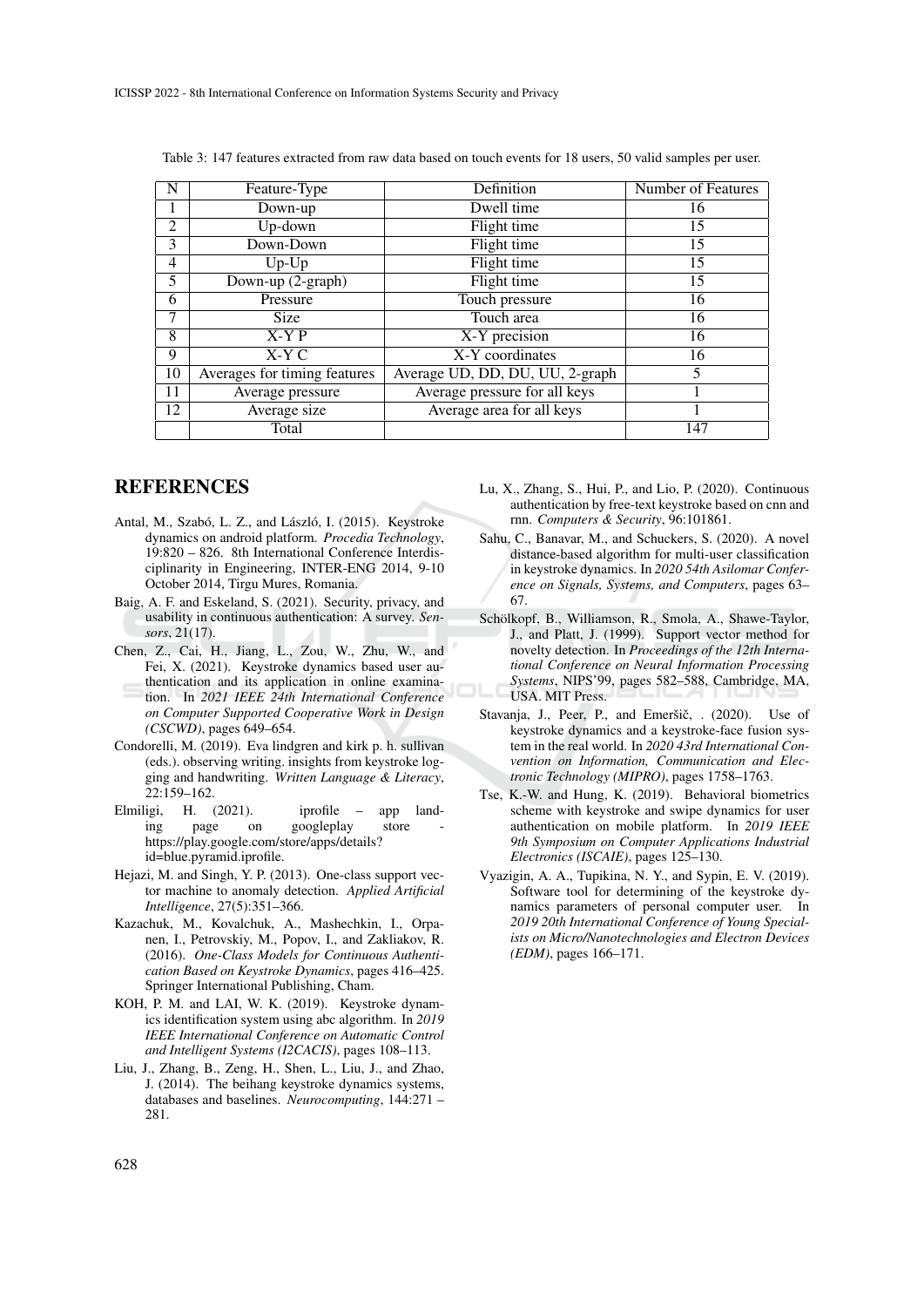Table 3: 147 features extracted from raw data based on touch events for 18 users, 50 valid samples per user.

| N | Feature-Type | Definition | Number of Features |
|---|---|---|---|
| 1 | Down-up | Dwell time | 16 |
| 2 | Up-down | Flight time | 15 |
| 3 | Down-Down | Flight time | 15 |
| 4 | Up-Up | Flight time | 15 |
| 5 | Down-up (2-graph) | Flight time | 15 |
| 6 | Pressure | Touch pressure | 16 |
| 7 | Size | Touch area | 16 |
| 8 | X-Y P | X-Y precision | 16 |
| 9 | X-Y C | X-Y coordinates | 16 |
| 10 | Averages for timing features | Average UD, DD, DU, UU, 2-graph | 5 |
| 11 | Average pressure | Average pressure for all keys | 1 |
| 12 | Average size | Average area for all keys | 1 |
| | Total | | 147 |

## REFERENCES

Antal, M., Szabó, L. Z., and László, I. (2015). Keystroke dynamics on android platform. *Procedia Technology*, 19:820 – 826. 8th International Conference Interdisciplinarity in Engineering, INTER-ENG 2014, 9-10 October 2014, Tirgu Mures, Romania.

Baig, A. F. and Eskeland, S. (2021). Security, privacy, and usability in continuous authentication: A survey. *Sensors*, 21(17).

Chen, Z., Cai, H., Jiang, L., Zou, W., Zhu, W., and Fei, X. (2021). Keystroke dynamics based user authentication and its application in online examination. In *2021 IEEE 24th International Conference on Computer Supported Cooperative Work in Design (CSCWD)*, pages 649–654.

Condorelli, M. (2019). Eva lindgren and kirk p. h. sullivan (eds.). observing writing. insights from keystroke logging and handwriting. *Written Language & Literacy*, 22:159–162.

Elmiligi, H. (2021). iprofile – app landing page on googleplay store - https://play.google.com/store/apps/details?id=blue.pyramid.iprofile.

Hejazi, M. and Singh, Y. P. (2013). One-class support vector machine to anomaly detection. *Applied Artificial Intelligence*, 27(5):351–366.

Kazachuk, M., Kovalchuk, A., Mashechkin, I., Orpanen, I., Petrovskiy, M., Popov, I., and Zakliakov, R. (2016). *One-Class Models for Continuous Authentication Based on Keystroke Dynamics*, pages 416–425. Springer International Publishing, Cham.

KOH, P. M. and LAI, W. K. (2019). Keystroke dynamics identification system using abc algorithm. In *2019 IEEE International Conference on Automatic Control and Intelligent Systems (I2CACIS)*, pages 108–113.

Liu, J., Zhang, B., Zeng, H., Shen, L., Liu, J., and Zhao, J. (2014). The beihang keystroke dynamics systems, databases and baselines. *Neurocomputing*, 144:271 – 281.

Lu, X., Zhang, S., Hui, P., and Lio, P. (2020). Continuous authentication by free-text keystroke based on cnn and rnn. *Computers & Security*, 96:101861.

Sahu, C., Banavar, M., and Schuckers, S. (2020). A novel distance-based algorithm for multi-user classification in keystroke dynamics. In *2020 54th Asilomar Conference on Signals, Systems, and Computers*, pages 63–67.

Schölkopf, B., Williamson, R., Smola, A., Shawe-Taylor, J., and Platt, J. (1999). Support vector method for novelty detection. In *Proceedings of the 12th International Conference on Neural Information Processing Systems*, NIPS'99, pages 582–588, Cambridge, MA, USA. MIT Press.

Stavanja, J., Peer, P., and Emeršič, . (2020). Use of keystroke dynamics and a keystroke-face fusion system in the real world. In *2020 43rd International Convention on Information, Communication and Electronic Technology (MIPRO)*, pages 1758–1763.

Tse, K.-W. and Hung, K. (2019). Behavioral biometrics scheme with keystroke and swipe dynamics for user authentication on mobile platform. In *2019 IEEE 9th Symposium on Computer Applications Industrial Electronics (ISCAIE)*, pages 125–130.

Vyazigin, A. A., Tupikina, N. Y., and Sypin, E. V. (2019). Software tool for determining of the keystroke dynamics parameters of personal computer user. In *2019 20th International Conference of Young Specialists on Micro/Nanotechnologies and Electron Devices (EDM)*, pages 166–171.